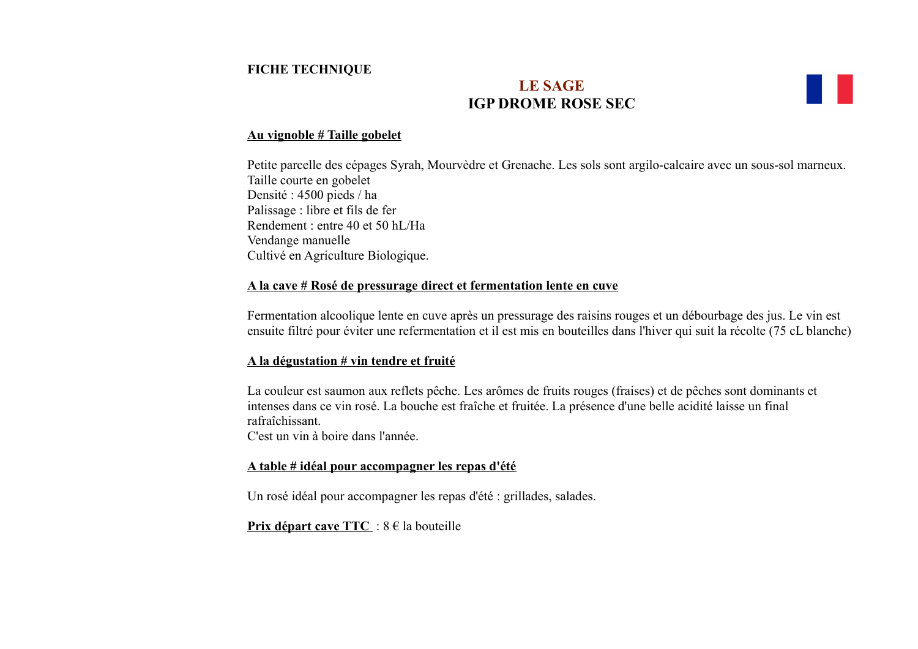**FICHE TECHNIQUE**

# LE SAGE
## IGP DROME ROSE SEC

**Au vignoble # Taille gobelet**

Petite parcelle des cépages Syrah, Mourvèdre et Grenache. Les sols sont argilo-calcaire avec un sous-sol marneux.
Taille courte en gobelet
Densité : 4500 pieds / ha
Palissage : libre et fils de fer
Rendement : entre 40 et 50 hL/Ha
Vendange manuelle
Cultivé en Agriculture Biologique.

**A la cave # Rosé de pressurage direct et fermentation lente en cuve**

Fermentation alcoolique lente en cuve après un pressurage des raisins rouges et un débourbage des jus. Le vin est ensuite filtré pour éviter une refermentation et il est mis en bouteilles dans l'hiver qui suit la récolte (75 cL blanche)

**A la dégustation # vin tendre et fruité**

La couleur est saumon aux reflets pêche. Les arômes de fruits rouges (fraises) et de pêches sont dominants et intenses dans ce vin rosé. La bouche est fraîche et fruitée. La présence d'une belle acidité laisse un final rafraîchissant.
C'est un vin à boire dans l'année.

**A table # idéal pour accompagner les repas d'été**

Un rosé idéal pour accompagner les repas d'été : grillades, salades.

**Prix départ cave TTC** : 8 € la bouteille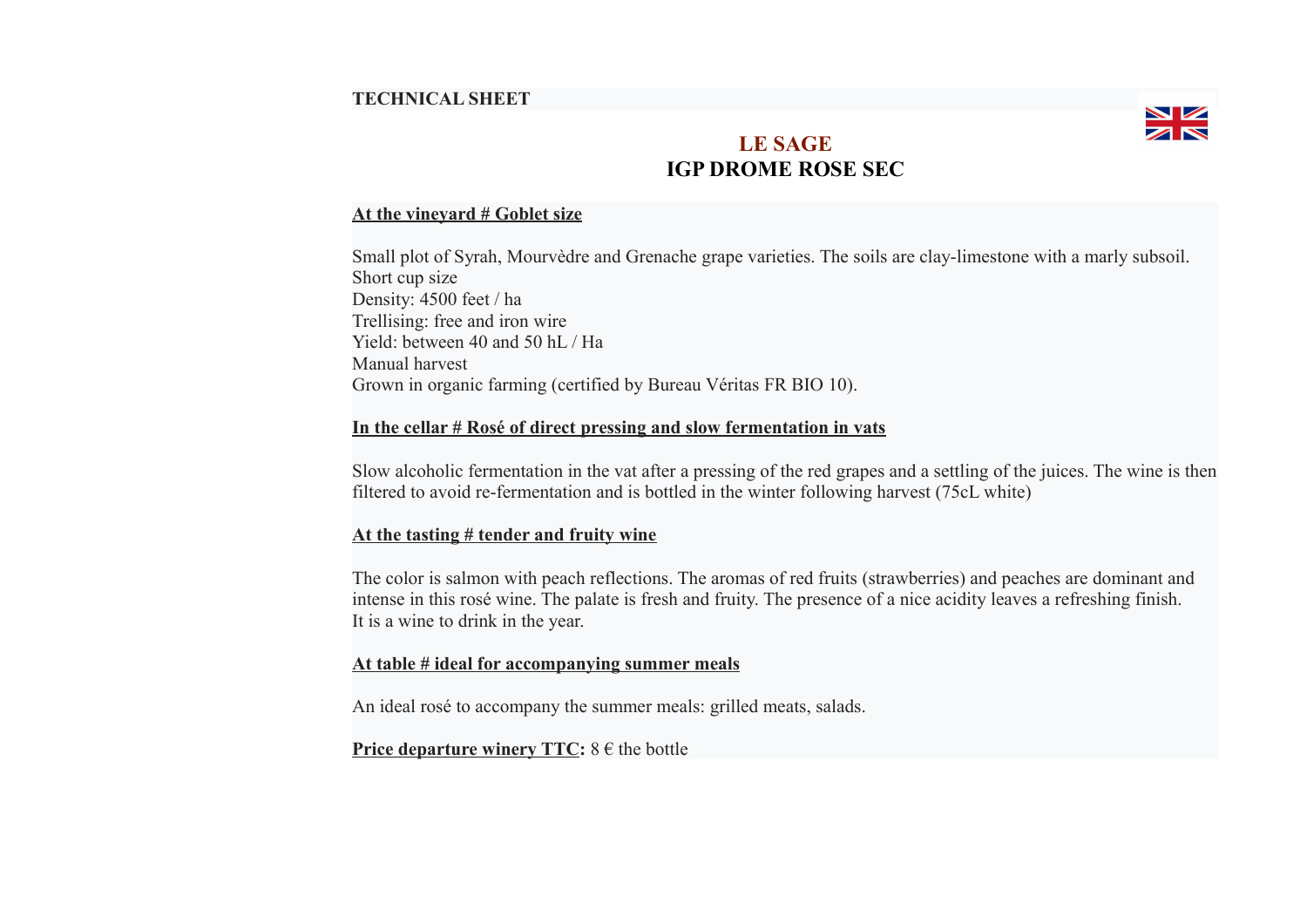**TECHNICAL SHEET**

# LE SAGE
# IGP DROME ROSE SEC

**At the vineyard # Goblet size**

Small plot of Syrah, Mourvèdre and Grenache grape varieties. The soils are clay-limestone with a marly subsoil.
Short cup size
Density: 4500 feet / ha
Trellising: free and iron wire
Yield: between 40 and 50 hL / Ha
Manual harvest
Grown in organic farming (certified by Bureau Véritas FR BIO 10).

**In the cellar # Rosé of direct pressing and slow fermentation in vats**

Slow alcoholic fermentation in the vat after a pressing of the red grapes and a settling of the juices. The wine is then filtered to avoid re-fermentation and is bottled in the winter following harvest (75cL white)

**At the tasting # tender and fruity wine**

The color is salmon with peach reflections. The aromas of red fruits (strawberries) and peaches are dominant and intense in this rosé wine. The palate is fresh and fruity. The presence of a nice acidity leaves a refreshing finish.
It is a wine to drink in the year.

**At table # ideal for accompanying summer meals**

An ideal rosé to accompany the summer meals: grilled meats, salads.

**Price departure winery TTC:** 8 € the bottle